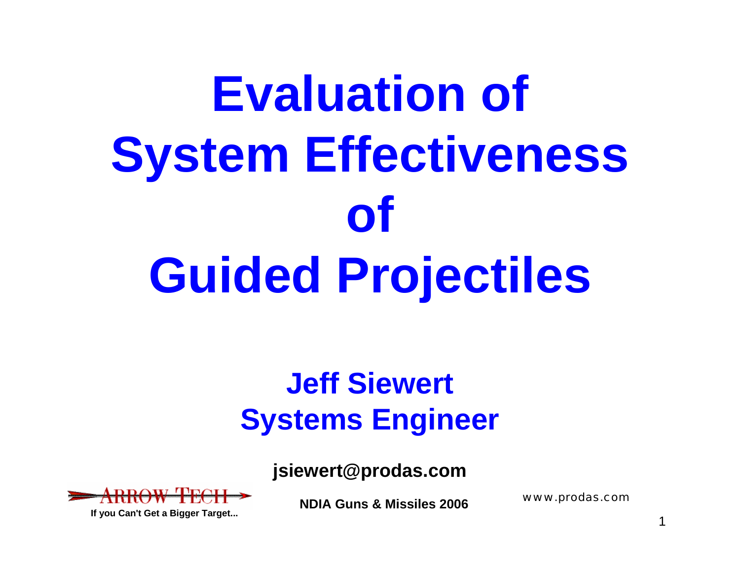# Evaluation of System Effectiveness of Guided Projectiles

**Jeff Siewert**
**Systems Engineer**

**jsiewert@prodas.com**

ARROW TECH

**If you Can't Get a Bigger Target...**

**NDIA Guns & Missiles 2006**

www.prodas.com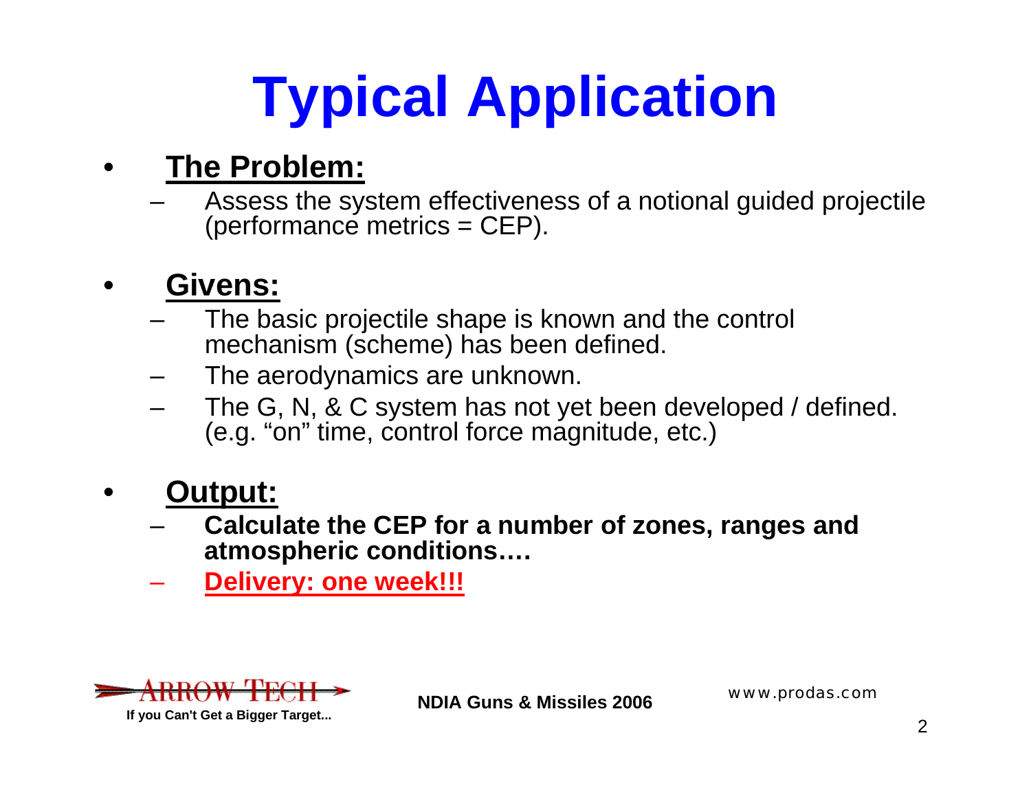# Typical Application

- **The Problem:**
  - Assess the system effectiveness of a notional guided projectile (performance metrics = CEP).

- **Givens:**
  - The basic projectile shape is known and the control mechanism (scheme) has been defined.
  - The aerodynamics are unknown.
  - The G, N, & C system has not yet been developed / defined. (e.g. "on" time, control force magnitude, etc.)

- **Output:**
  - **Calculate the CEP for a number of zones, ranges and atmospheric conditions….**
  - **Delivery: one week!!!**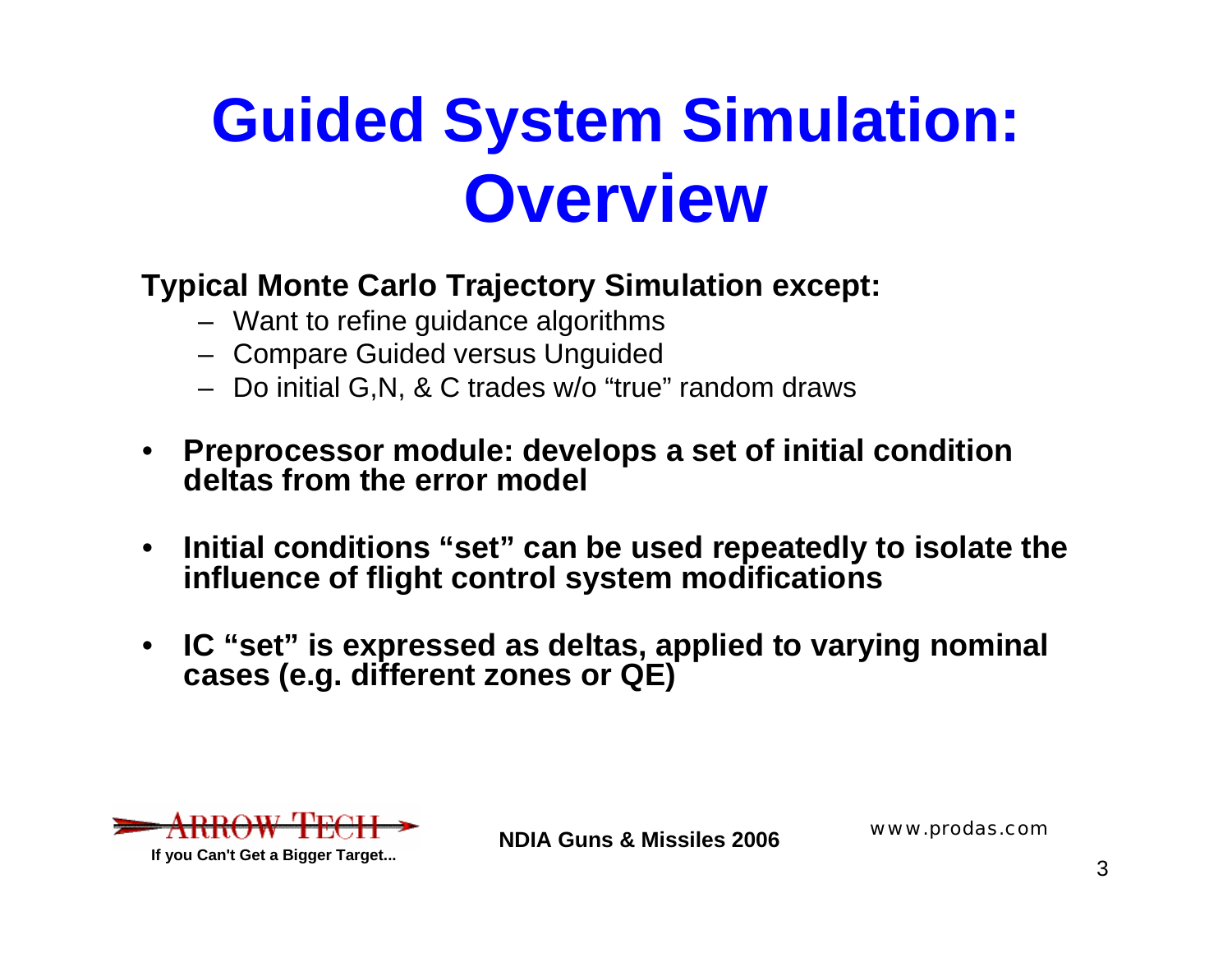# Guided System Simulation: Overview

**Typical Monte Carlo Trajectory Simulation except:**

- Want to refine guidance algorithms
- Compare Guided versus Unguided
- Do initial G,N, & C trades w/o “true” random draws

- **Preprocessor module: develops a set of initial condition deltas from the error model**
- **Initial conditions “set” can be used repeatedly to isolate the influence of flight control system modifications**
- **IC “set” is expressed as deltas, applied to varying nominal cases (e.g. different zones or QE)**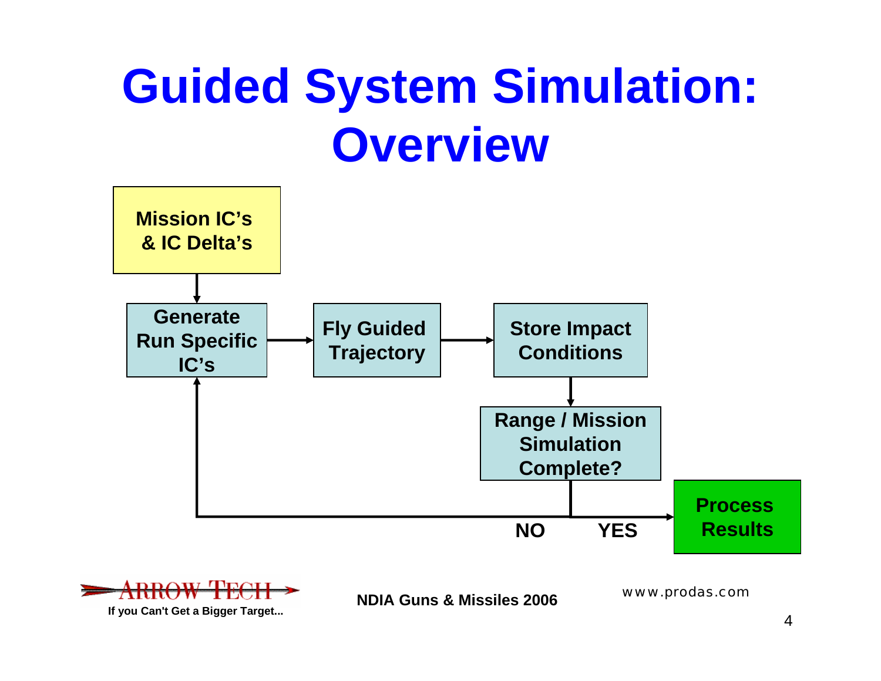# Guided System Simulation: Overview

Mission IC's & IC Delta's

Generate Run Specific IC's

Fly Guided Trajectory

Store Impact Conditions

Range / Mission Simulation Complete?

NO

YES

Process Results

If you Can't Get a Bigger Target...

NDIA Guns & Missiles 2006

www.prodas.com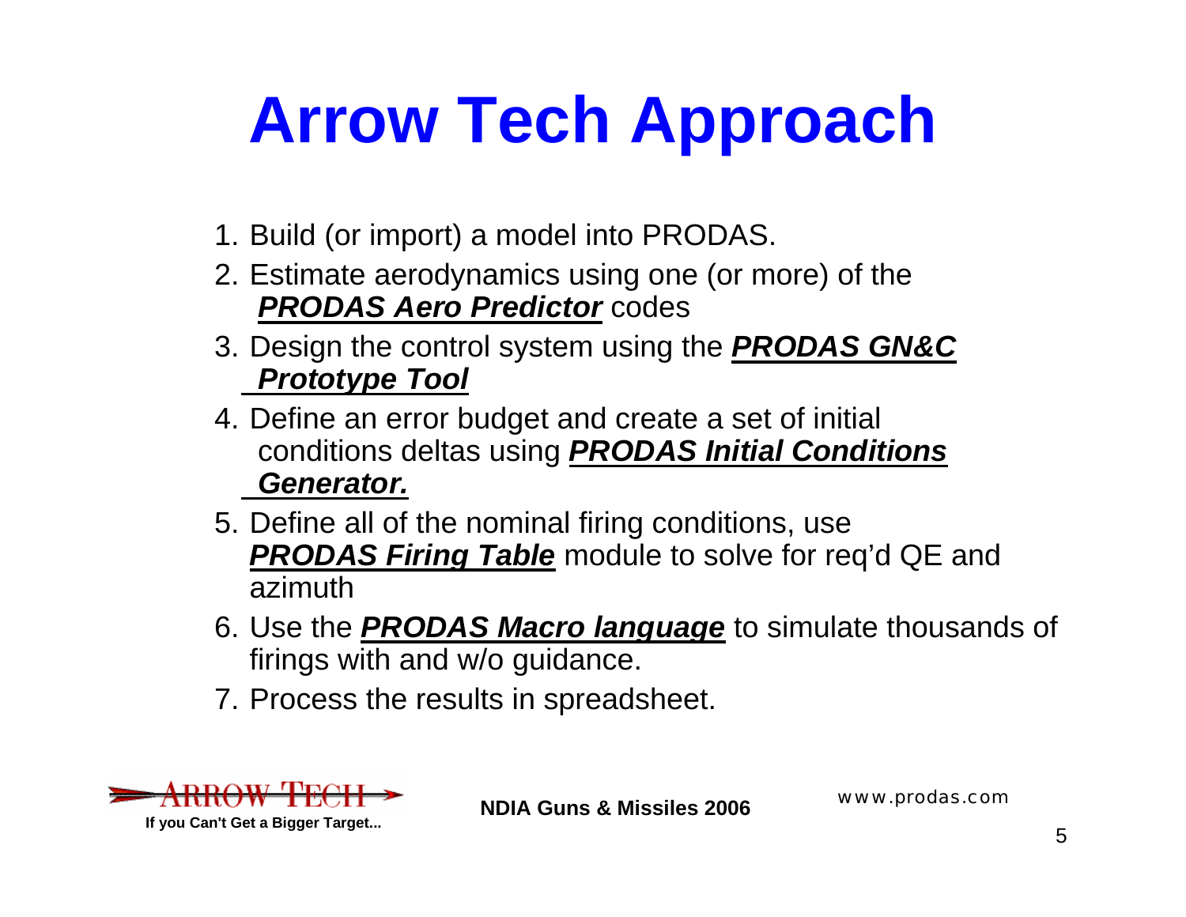# Arrow Tech Approach

1. Build (or import) a model into PRODAS.
2. Estimate aerodynamics using one (or more) of the ***PRODAS Aero Predictor*** codes
3. Design the control system using the ***PRODAS GN&C Prototype Tool***
4. Define an error budget and create a set of initial conditions deltas using ***PRODAS Initial Conditions Generator.***
5. Define all of the nominal firing conditions, use ***PRODAS Firing Table*** module to solve for req'd QE and azimuth
6. Use the ***PRODAS Macro language*** to simulate thousands of firings with and w/o guidance.
7. Process the results in spreadsheet.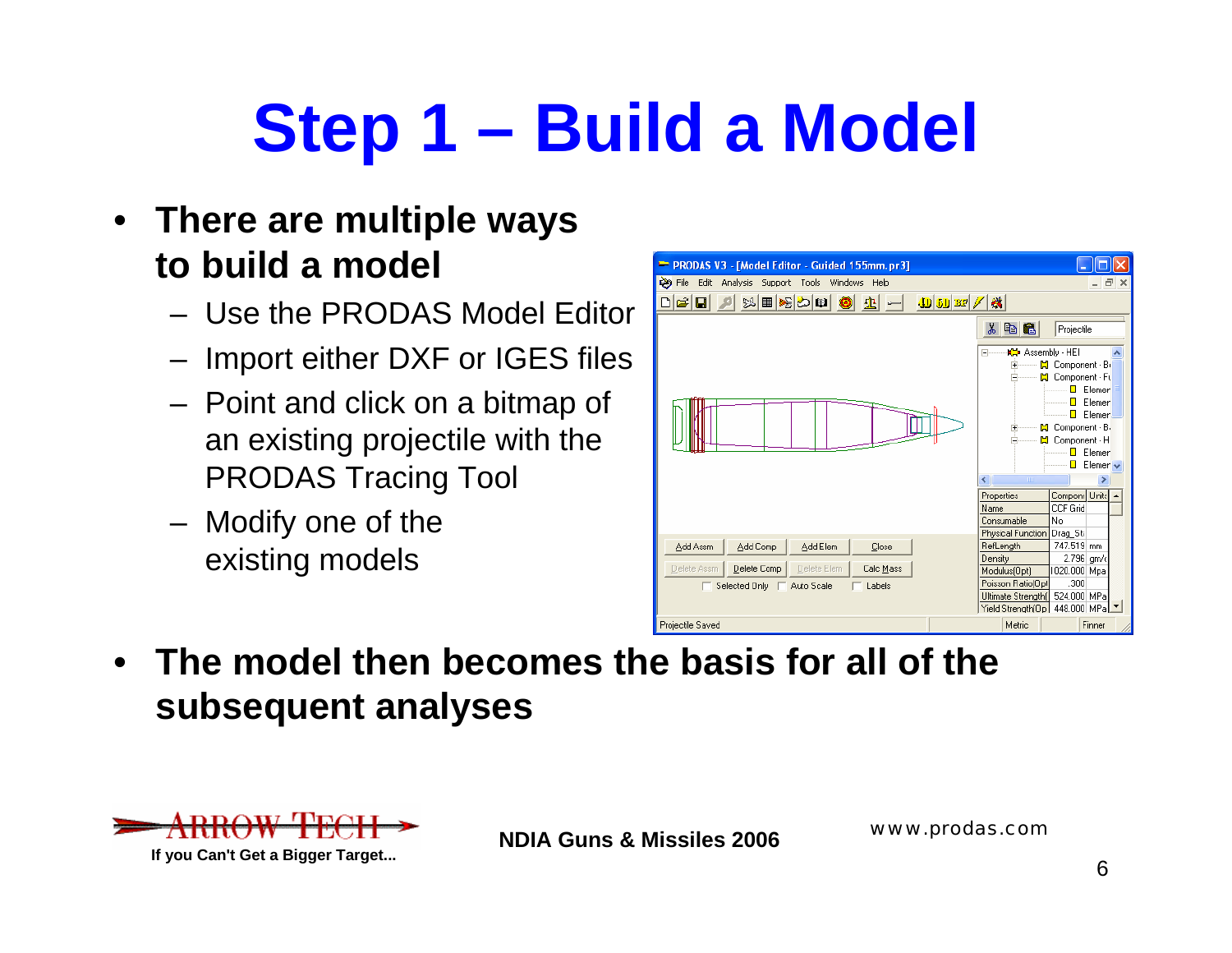# Step 1 – Build a Model

- **There are multiple ways to build a model**
  - Use the PRODAS Model Editor
  - Import either DXF or IGES files
  - Point and click on a bitmap of an existing projectile with the PRODAS Tracing Tool
  - Modify one of the existing models
- **The model then becomes the basis for all of the subsequent analyses**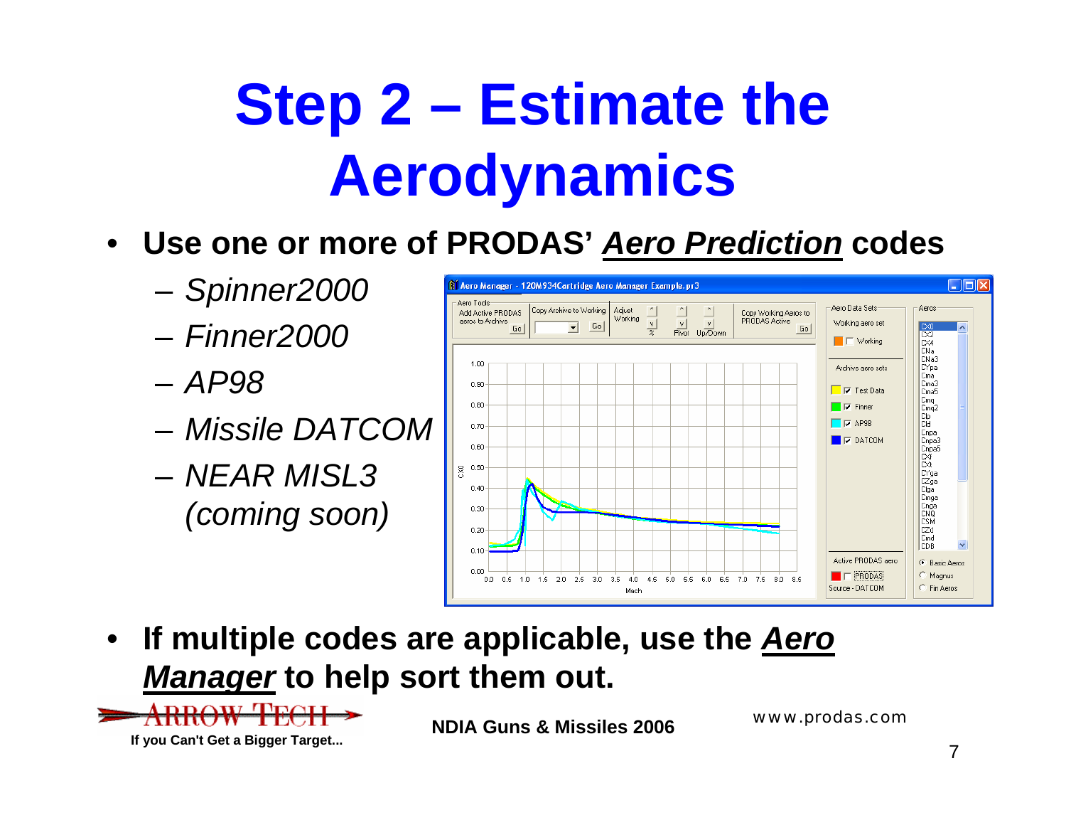# Step 2 – Estimate the Aerodynamics

- **Use one or more of PRODAS' *Aero Prediction* codes**
  - *Spinner2000*
  - *Finner2000*
  - *AP98*
  - *Missile DATCOM*
  - *NEAR MISL3 (coming soon)*

- **If multiple codes are applicable, use the *Aero Manager* to help sort them out.**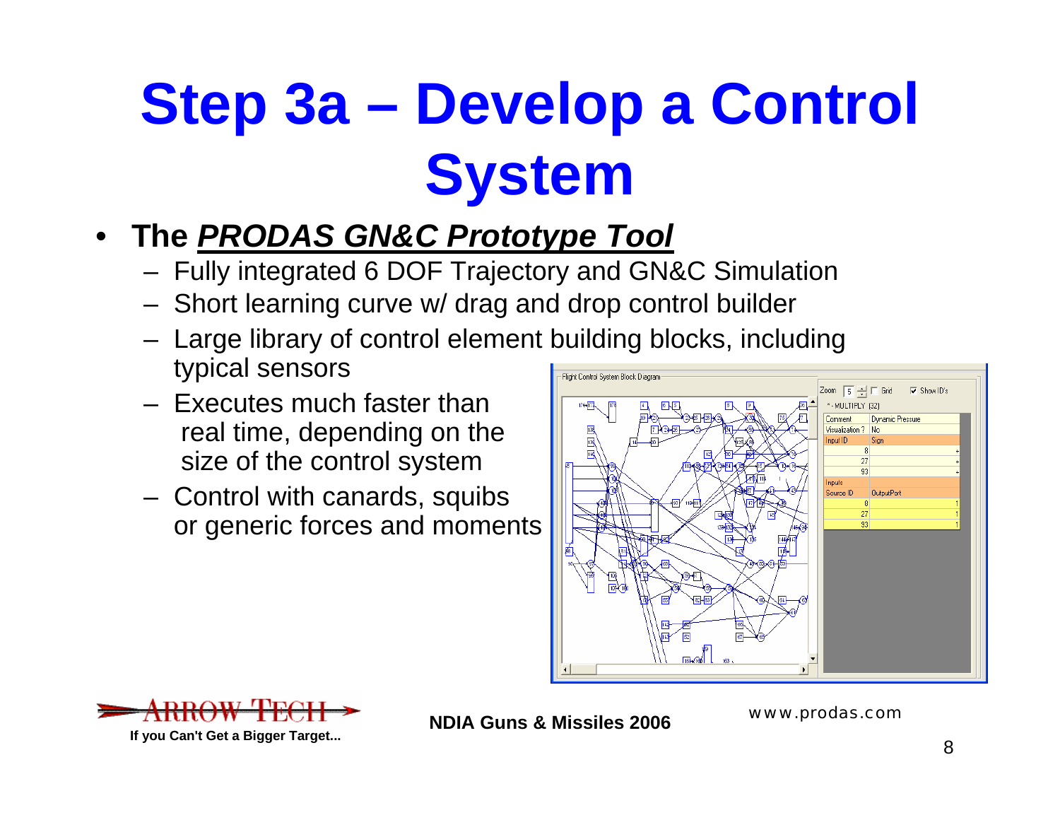# Step 3a – Develop a Control System

- The ***PRODAS GN&C Prototype Tool***
  - Fully integrated 6 DOF Trajectory and GN&C Simulation
  - Short learning curve w/ drag and drop control builder
  - Large library of control element building blocks, including typical sensors
  - Executes much faster than real time, depending on the size of the control system
  - Control with canards, squibs or generic forces and moments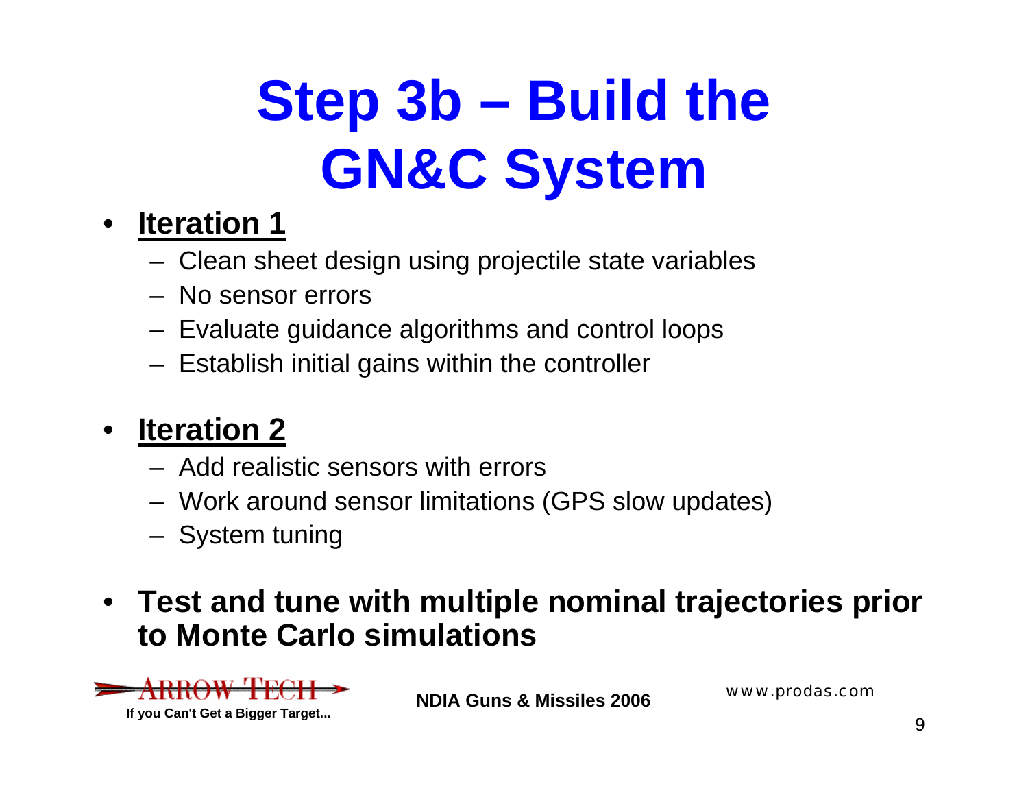# Step 3b – Build the GN&C System

- **Iteration 1**
  - Clean sheet design using projectile state variables
  - No sensor errors
  - Evaluate guidance algorithms and control loops
  - Establish initial gains within the controller

- **Iteration 2**
  - Add realistic sensors with errors
  - Work around sensor limitations (GPS slow updates)
  - System tuning

- **Test and tune with multiple nominal trajectories prior to Monte Carlo simulations**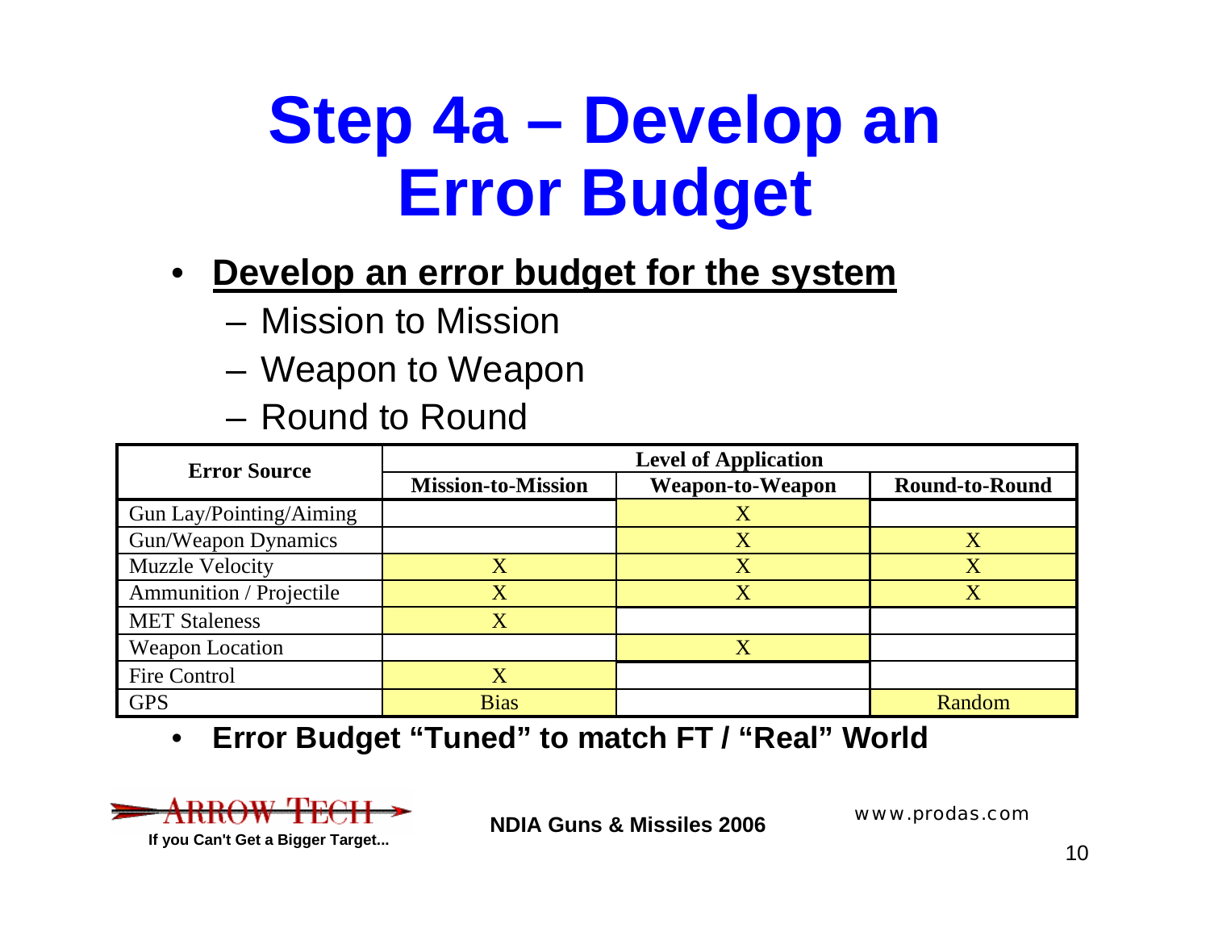# Step 4a – Develop an Error Budget

- **Develop an error budget for the system**
  - Mission to Mission
  - Weapon to Weapon
  - Round to Round

| Error Source | Level of Application | | |
|---|---|---|---|
| | **Mission-to-Mission** | **Weapon-to-Weapon** | **Round-to-Round** |
| Gun Lay/Pointing/Aiming | | X | |
| Gun/Weapon Dynamics | | X | X |
| Muzzle Velocity | X | X | X |
| Ammunition / Projectile | X | X | X |
| MET Staleness | X | | |
| Weapon Location | | X | |
| Fire Control | X | | |
| GPS | Bias | | Random |

- **Error Budget "Tuned" to match FT / "Real" World**

ARROW TECH

**If you Can't Get a Bigger Target...**

**NDIA Guns & Missiles 2006**

www.prodas.com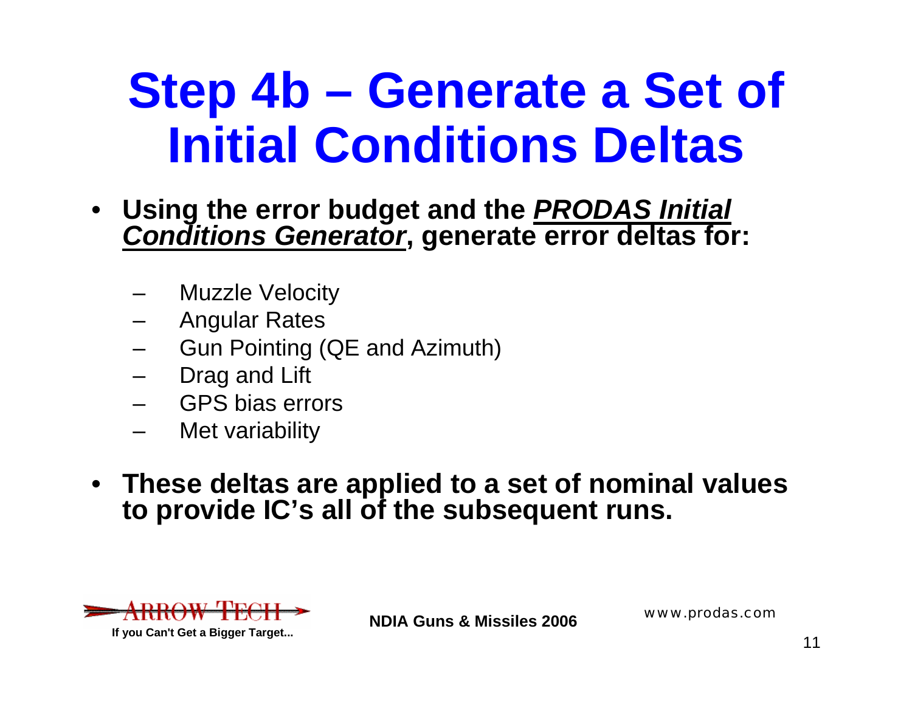# Step 4b – Generate a Set of Initial Conditions Deltas

- **Using the error budget and the *PRODAS Initial Conditions Generator*, generate error deltas for:**
  - Muzzle Velocity
  - Angular Rates
  - Gun Pointing (QE and Azimuth)
  - Drag and Lift
  - GPS bias errors
  - Met variability
- **These deltas are applied to a set of nominal values to provide IC's all of the subsequent runs.**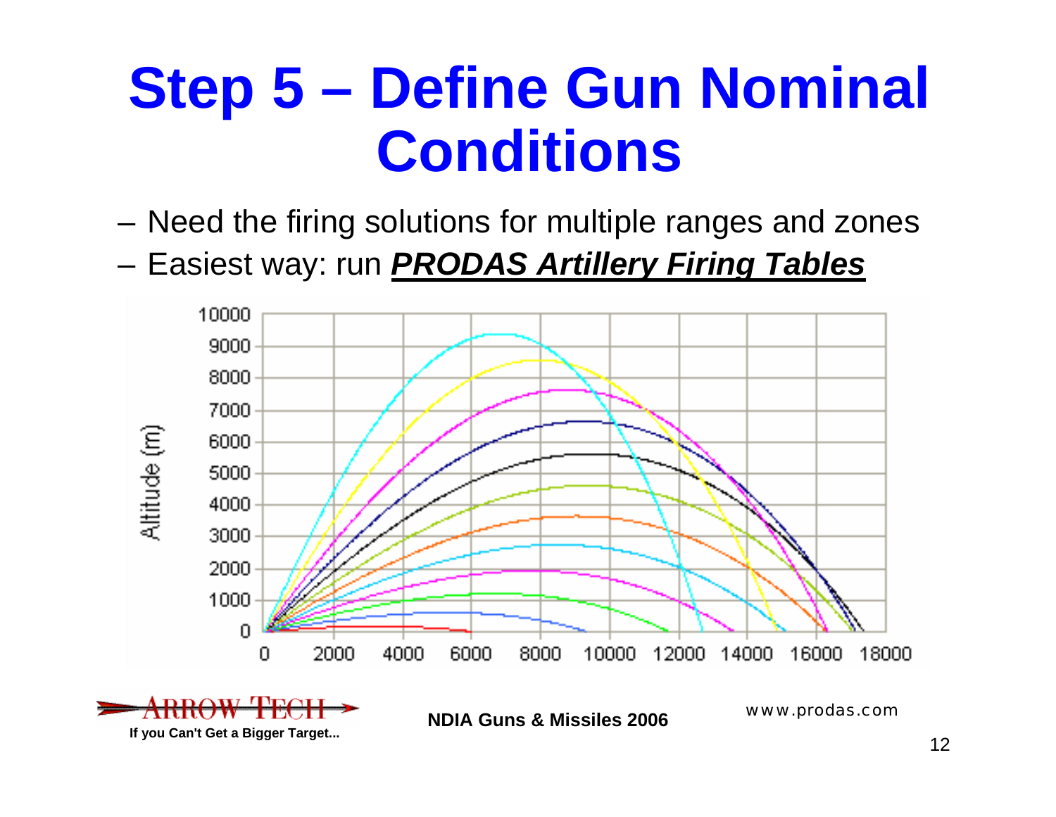# Step 5 – Define Gun Nominal Conditions

- Need the firing solutions for multiple ranges and zones
- Easiest way: run ***PRODAS Artillery Firing Tables***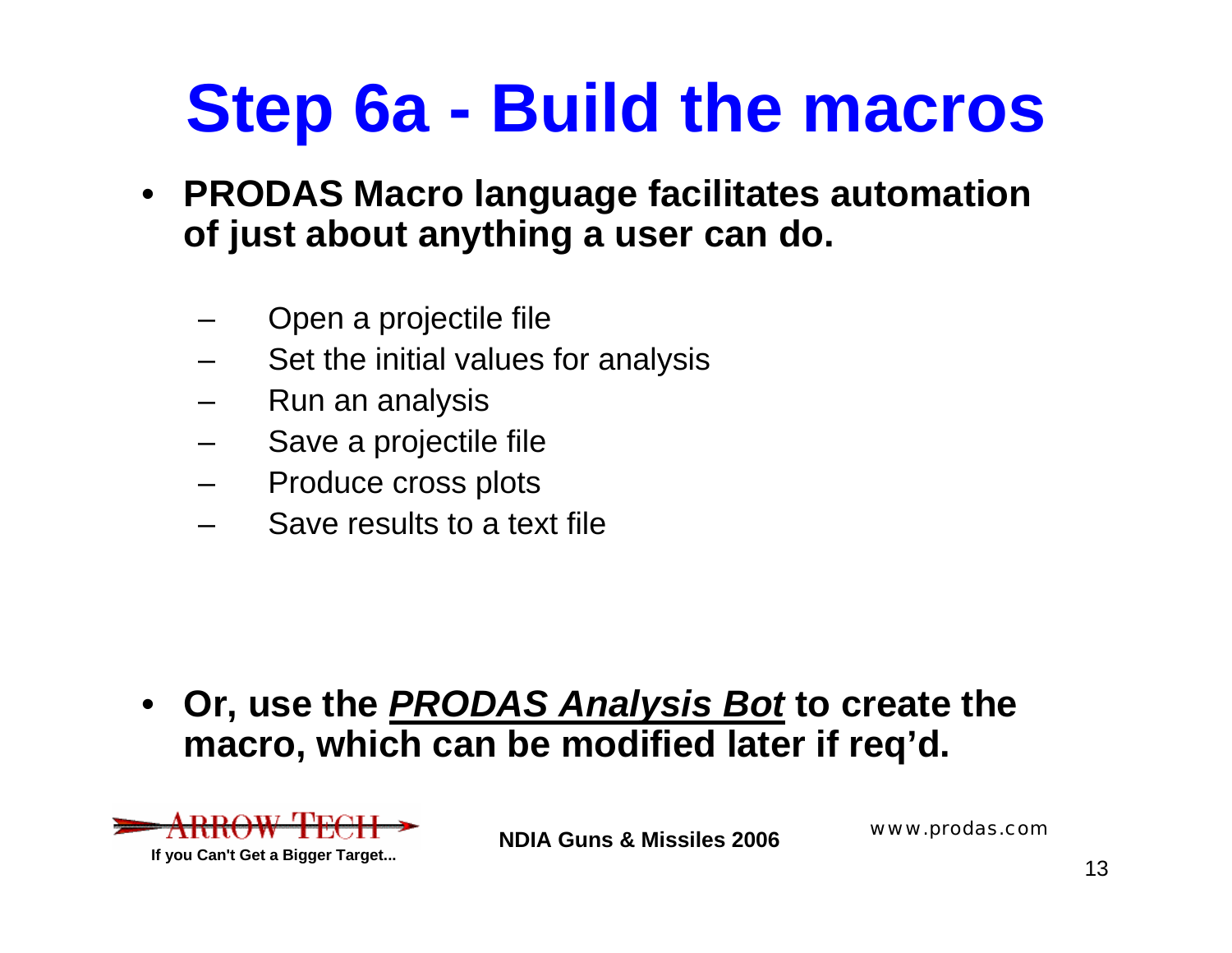# Step 6a - Build the macros

- **PRODAS Macro language facilitates automation of just about anything a user can do.**
  - Open a projectile file
  - Set the initial values for analysis
  - Run an analysis
  - Save a projectile file
  - Produce cross plots
  - Save results to a text file

- **Or, use the *PRODAS Analysis Bot* to create the macro, which can be modified later if req'd.**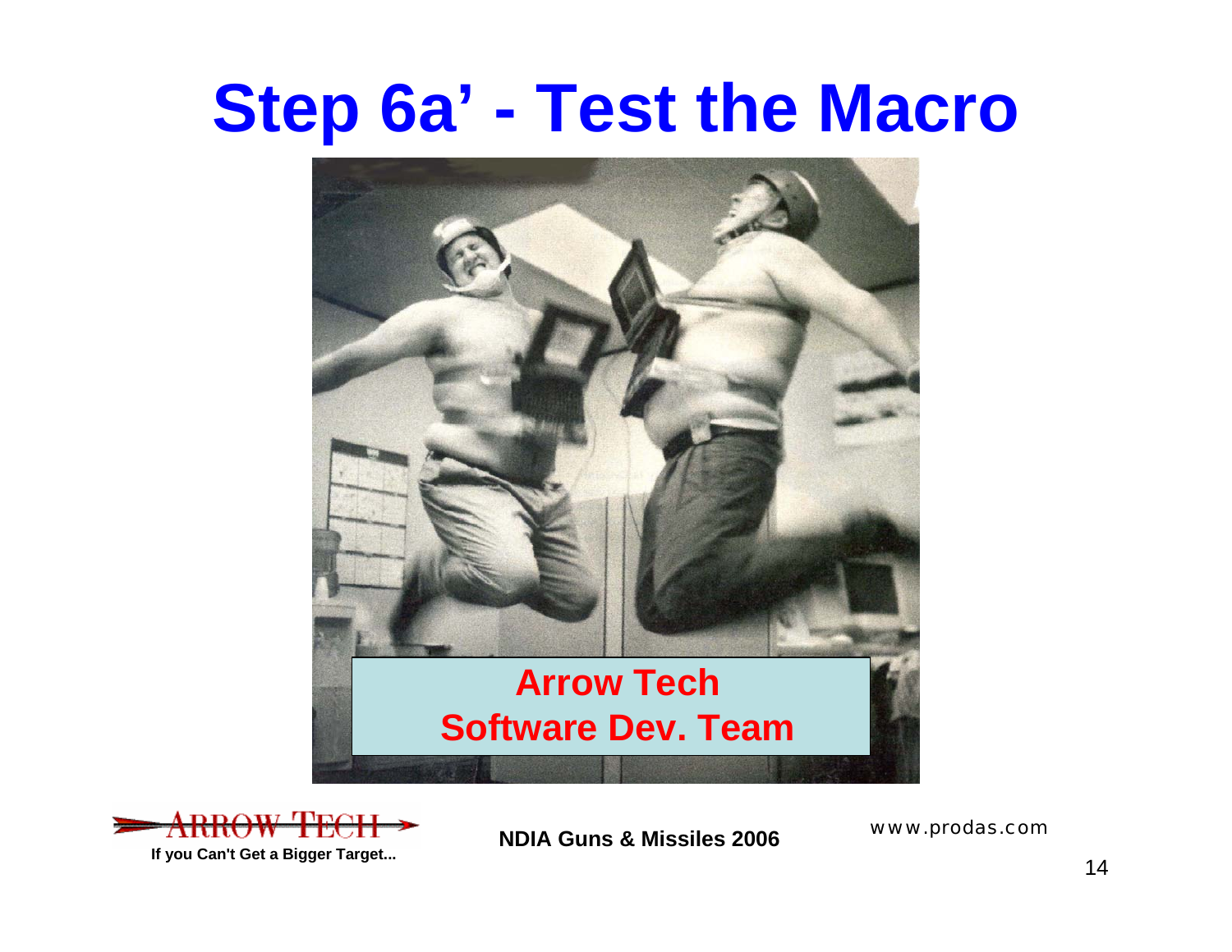# Step 6a' - Test the Macro

**Arrow Tech**
**Software Dev. Team**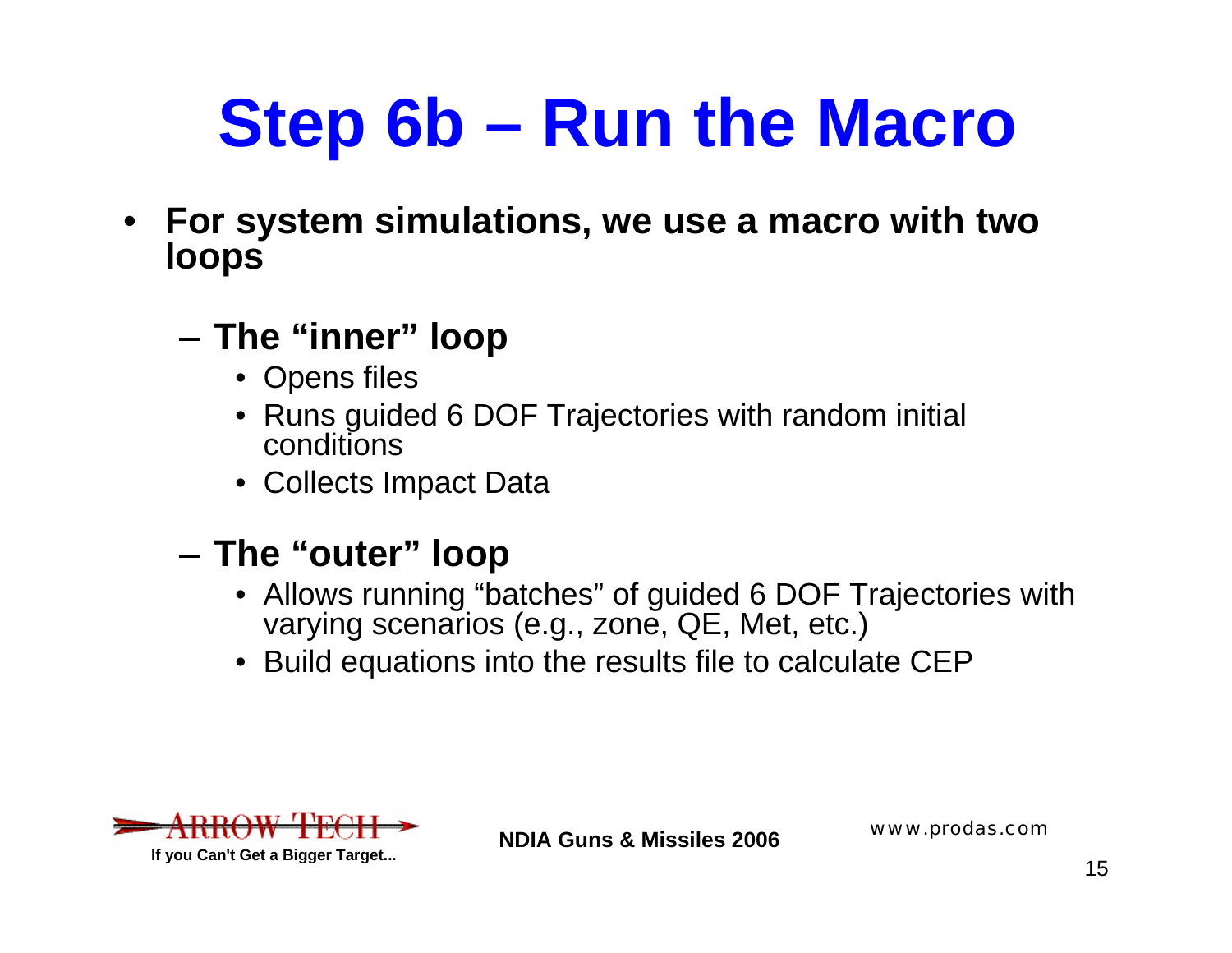# Step 6b – Run the Macro

- **For system simulations, we use a macro with two loops**
  - **The "inner" loop**
    - Opens files
    - Runs guided 6 DOF Trajectories with random initial conditions
    - Collects Impact Data
  - **The "outer" loop**
    - Allows running "batches" of guided 6 DOF Trajectories with varying scenarios (e.g., zone, QE, Met, etc.)
    - Build equations into the results file to calculate CEP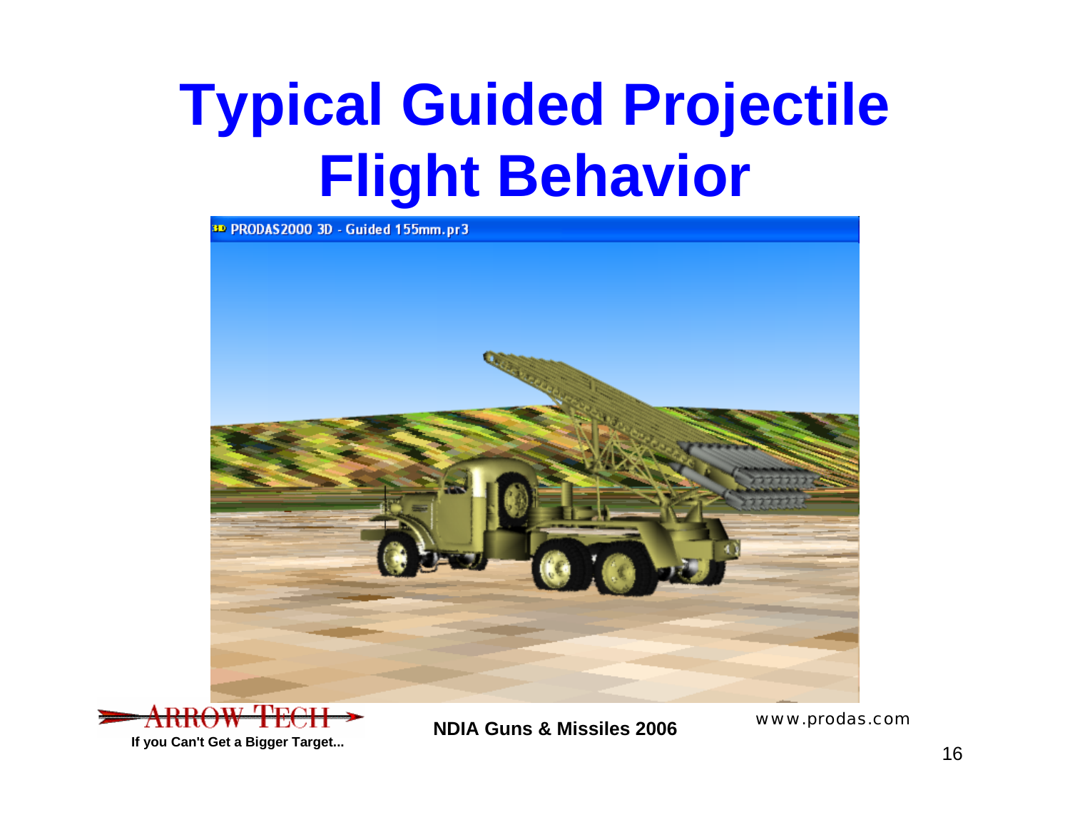# Typical Guided Projectile Flight Behavior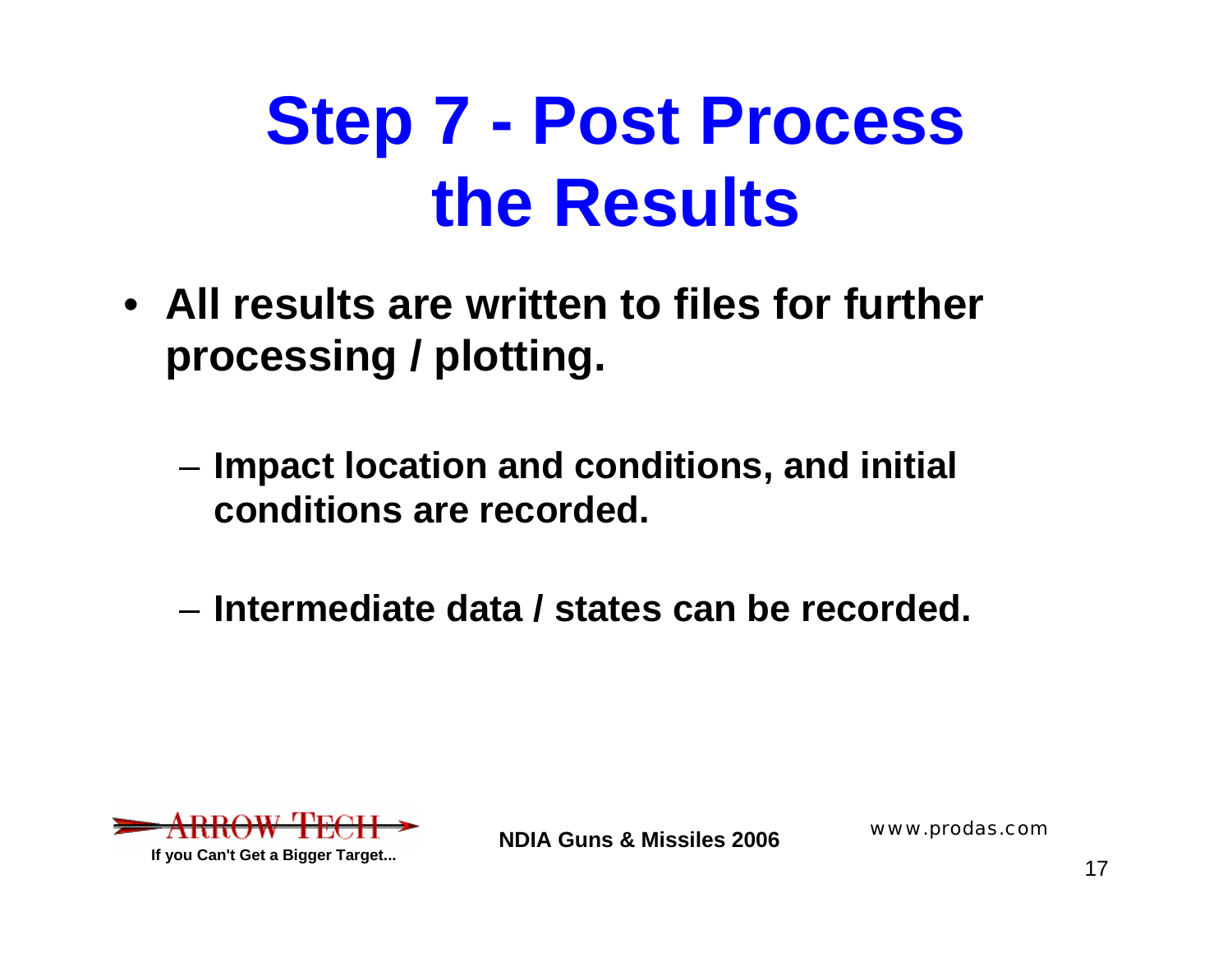# Step 7 - Post Process the Results

- **All results are written to files for further processing / plotting.**
  - **Impact location and conditions, and initial conditions are recorded.**
  - **Intermediate data / states can be recorded.**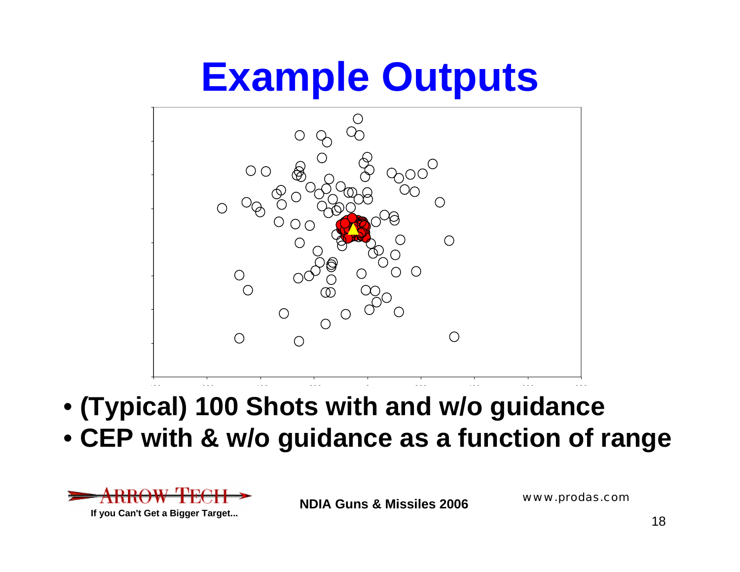# Example Outputs

- **(Typical) 100 Shots with and w/o guidance**
- **CEP with & w/o guidance as a function of range**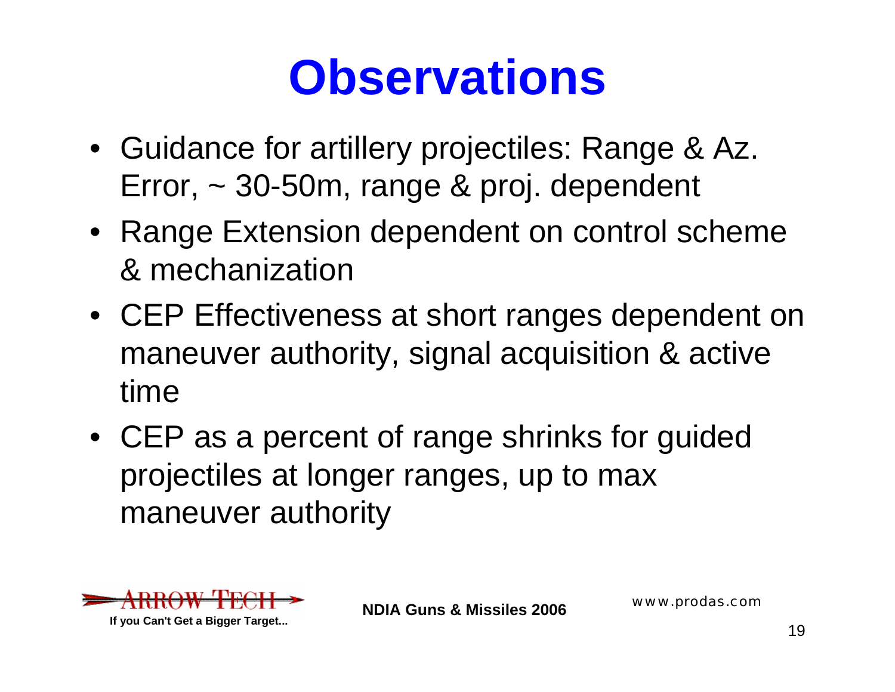# Observations

- Guidance for artillery projectiles: Range & Az. Error, ~ 30-50m, range & proj. dependent
- Range Extension dependent on control scheme & mechanization
- CEP Effectiveness at short ranges dependent on maneuver authority, signal acquisition & active time
- CEP as a percent of range shrinks for guided projectiles at longer ranges, up to max maneuver authority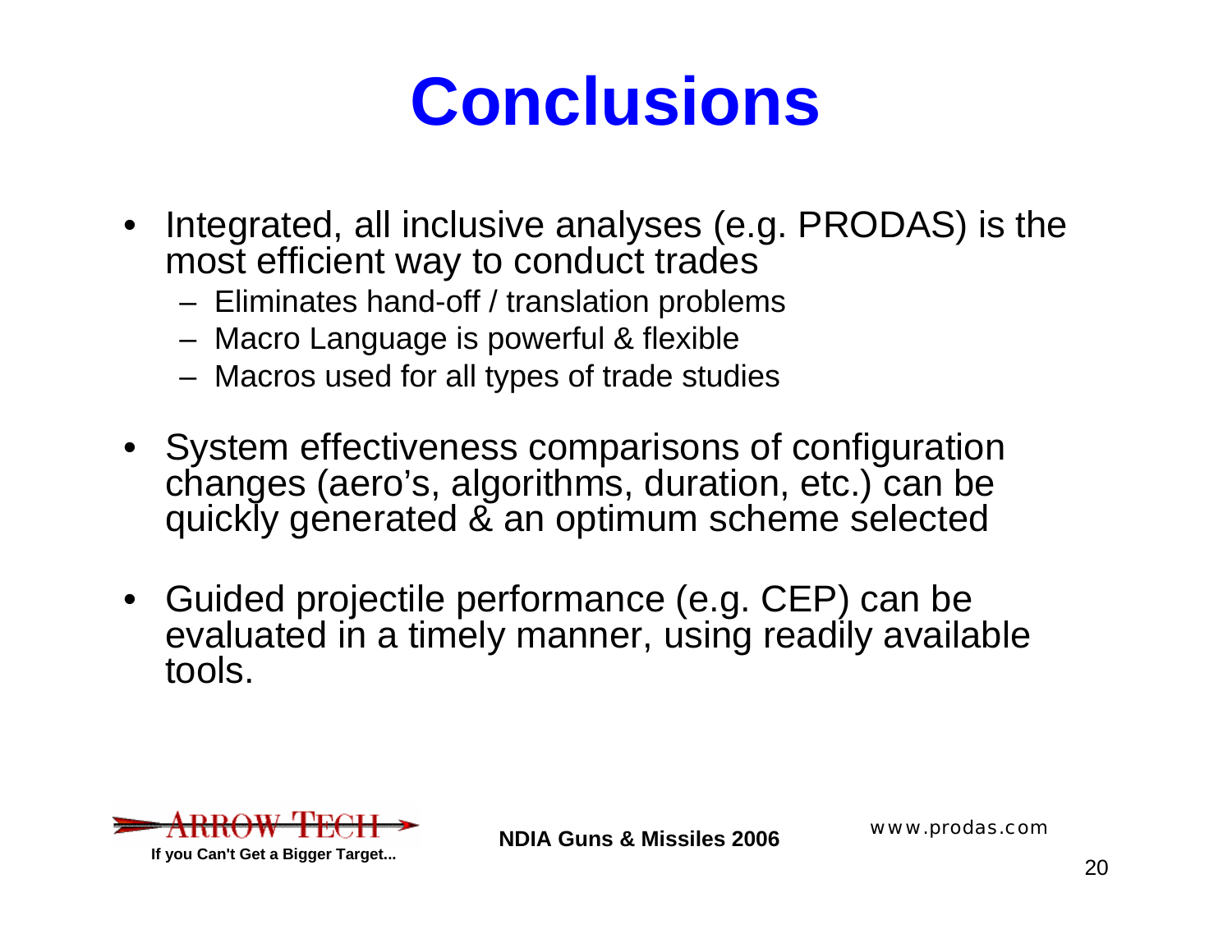# Conclusions

- Integrated, all inclusive analyses (e.g. PRODAS) is the most efficient way to conduct trades
  - Eliminates hand-off / translation problems
  - Macro Language is powerful & flexible
  - Macros used for all types of trade studies
- System effectiveness comparisons of configuration changes (aero's, algorithms, duration, etc.) can be quickly generated & an optimum scheme selected
- Guided projectile performance (e.g. CEP) can be evaluated in a timely manner, using readily available tools.